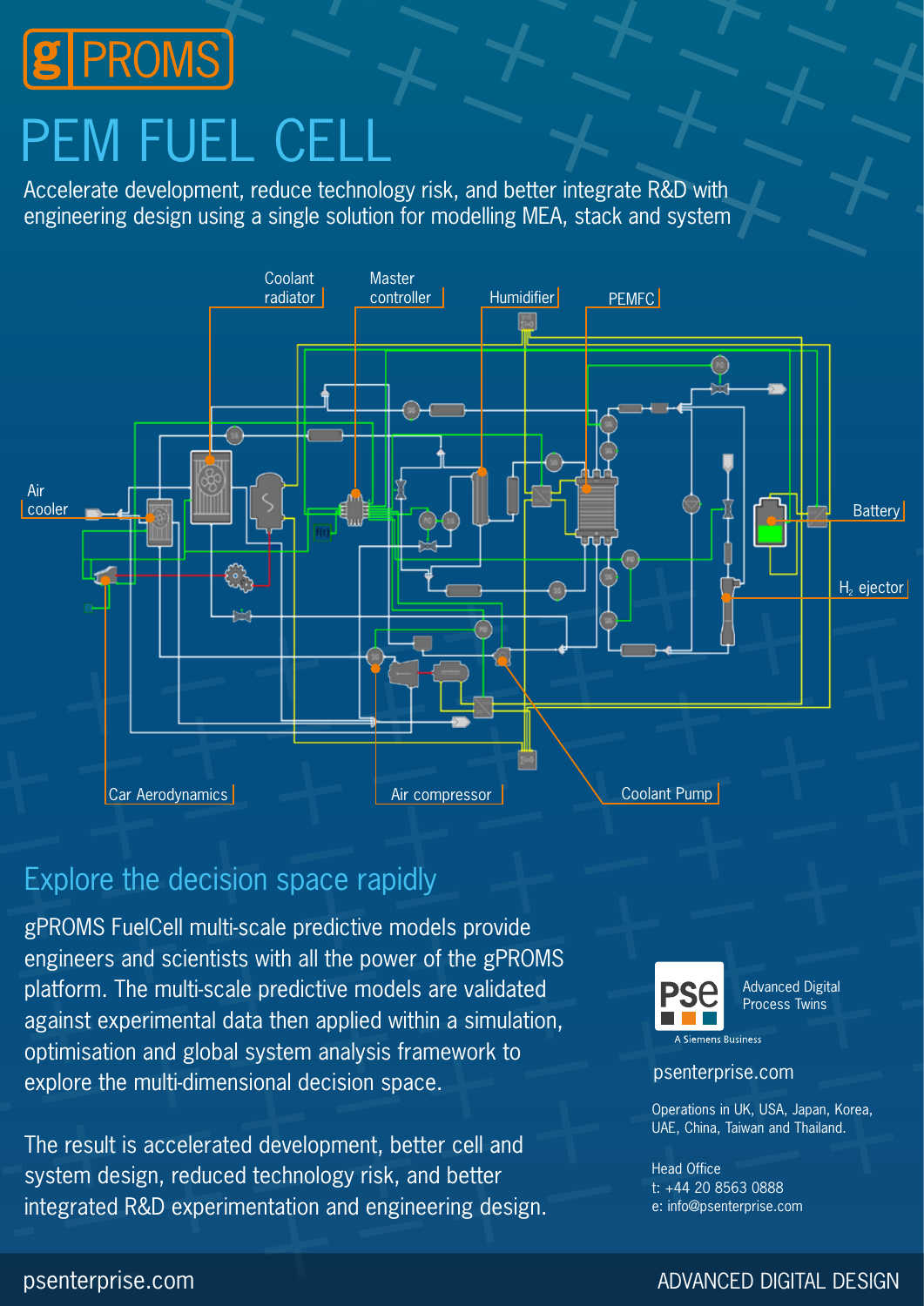# gPROMS

# PEM FUEL CELL

Accelerate development, reduce technology risk, and better integrate R&D with engineering design using a single solution for modelling MEA, stack and system

Coolant radiator

Master controller

Humidifier

PEMFC

Air cooler

Battery

$H_2$ ejector

Car Aerodynamics

Air compressor

Coolant Pump

## Explore the decision space rapidly

gPROMS FuelCell multi-scale predictive models provide engineers and scientists with all the power of the gPROMS platform. The multi-scale predictive models are validated against experimental data then applied within a simulation, optimisation and global system analysis framework to explore the multi-dimensional decision space.

The result is accelerated development, better cell and system design, reduced technology risk, and better integrated R&D experimentation and engineering design.

PSE Advanced Digital Process Twins

A Siemens Business

psenterprise.com

Operations in UK, USA, Japan, Korea, UAE, China, Taiwan and Thailand.

Head Office
t: +44 20 8563 0888
e: info@psenterprise.com

psenterprise.com

ADVANCED DIGITAL DESIGN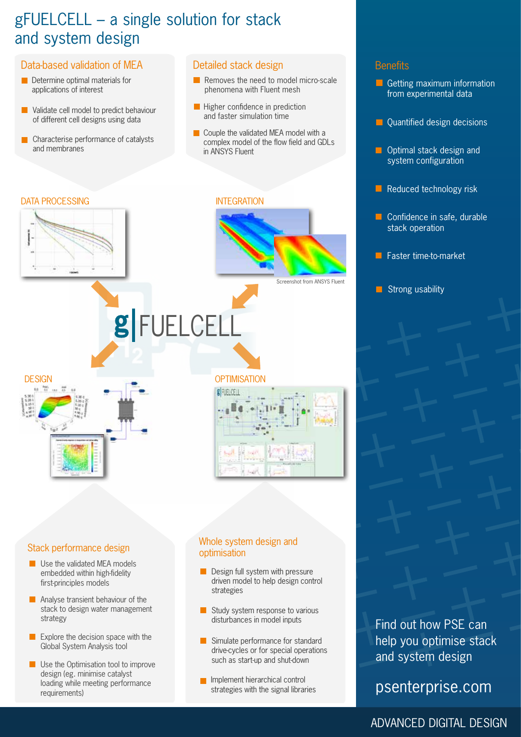# gFUELCELL – a single solution for stack and system design

## Data-based validation of MEA

- Determine optimal materials for applications of interest
- Validate cell model to predict behaviour of different cell designs using data
- Characterise performance of catalysts and membranes

## Detailed stack design

- Removes the need to model micro-scale phenomena with Fluent mesh
- Higher confidence in prediction and faster simulation time
- Couple the validated MEA model with a complex model of the flow field and GDLs in ANSYS Fluent

DATA PROCESSING

INTEGRATION

Screenshot from ANSYS Fluent

g|FUELCELL

DESIGN

OPTIMISATION

## Stack performance design

- Use the validated MEA models embedded within high-fidelity first-principles models
- Analyse transient behaviour of the stack to design water management strategy
- Explore the decision space with the Global System Analysis tool
- Use the Optimisation tool to improve design (eg. minimise catalyst loading while meeting performance requirements)

## Whole system design and optimisation

- Design full system with pressure driven model to help design control strategies
- Study system response to various disturbances in model inputs
- Simulate performance for standard drive-cycles or for special operations such as start-up and shut-down
- Implement hierarchical control strategies with the signal libraries

## Benefits

- Getting maximum information from experimental data
- Quantified design decisions
- Optimal stack design and system configuration
- Reduced technology risk
- Confidence in safe, durable stack operation
- Faster time-to-market
- Strong usability

Find out how PSE can help you optimise stack and system design

psenterprise.com

ADVANCED DIGITAL DESIGN